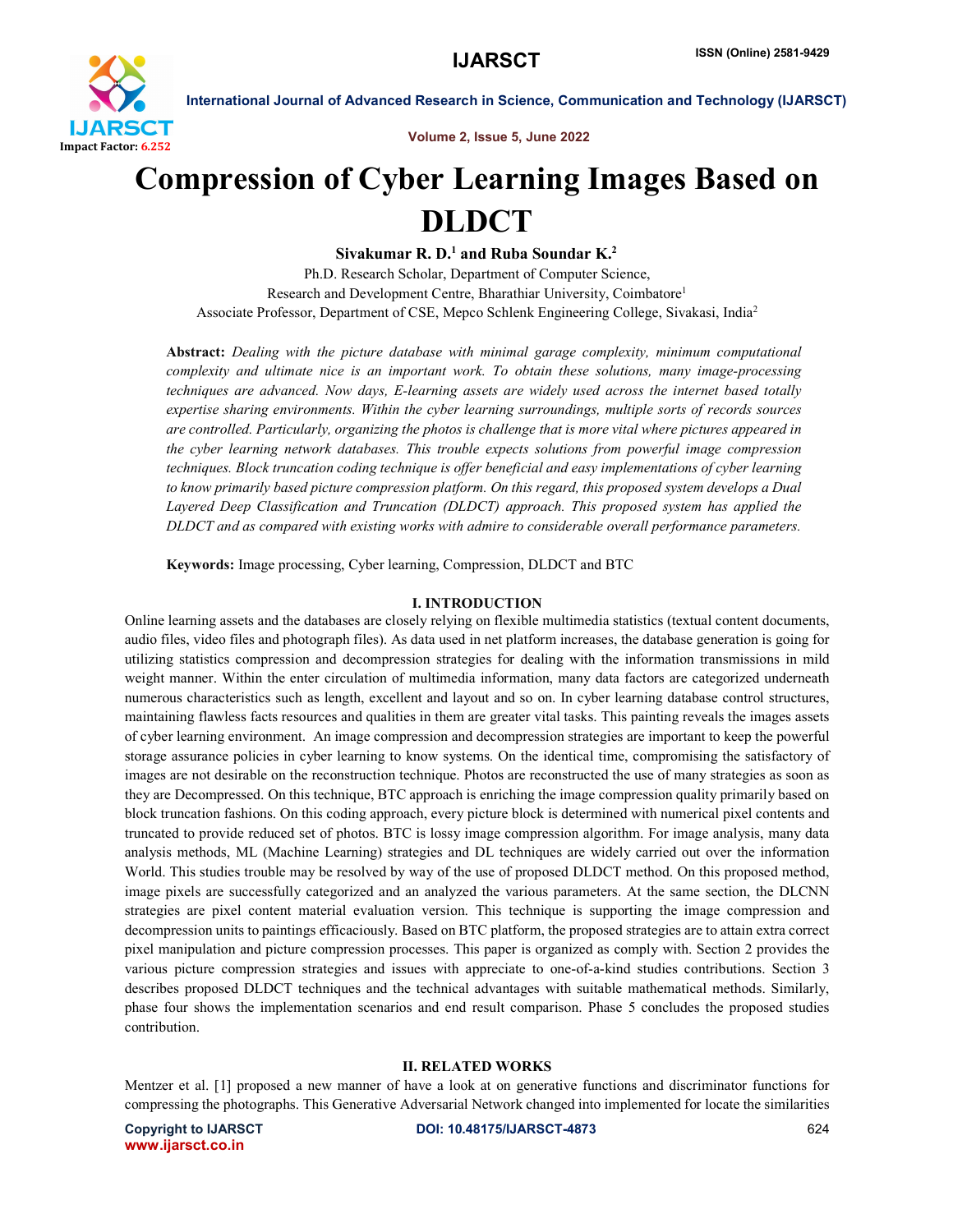# Compression of Cyber Learning Images Based on DLDCT

**Sivakumar R. D.[1] and Ruba Soundar K.[2]**

Ph.D. Research Scholar, Department of Computer Science,
Research and Development Centre, Bharathiar University, Coimbatore[1]
Associate Professor, Department of CSE, Mepco Schlenk Engineering College, Sivakasi, India[2]

**Abstract:** *Dealing with the picture database with minimal garage complexity, minimum computational complexity and ultimate nice is an important work. To obtain these solutions, many image-processing techniques are advanced. Now days, E-learning assets are widely used across the internet based totally expertise sharing environments. Within the cyber learning surroundings, multiple sorts of records sources are controlled. Particularly, organizing the photos is challenge that is more vital where pictures appeared in the cyber learning network databases. This trouble expects solutions from powerful image compression techniques. Block truncation coding technique is offer beneficial and easy implementations of cyber learning to know primarily based picture compression platform. On this regard, this proposed system develops a Dual Layered Deep Classification and Truncation (DLDCT) approach. This proposed system has applied the DLDCT and as compared with existing works with admire to considerable overall performance parameters.*

**Keywords:** Image processing, Cyber learning, Compression, DLDCT and BTC

## I. INTRODUCTION

Online learning assets and the databases are closely relying on flexible multimedia statistics (textual content documents, audio files, video files and photograph files). As data used in net platform increases, the database generation is going for utilizing statistics compression and decompression strategies for dealing with the information transmissions in mild weight manner. Within the enter circulation of multimedia information, many data factors are categorized underneath numerous characteristics such as length, excellent and layout and so on. In cyber learning database control structures, maintaining flawless facts resources and qualities in them are greater vital tasks. This painting reveals the images assets of cyber learning environment. An image compression and decompression strategies are important to keep the powerful storage assurance policies in cyber learning to know systems. On the identical time, compromising the satisfactory of images are not desirable on the reconstruction technique. Photos are reconstructed the use of many strategies as soon as they are Decompressed. On this technique, BTC approach is enriching the image compression quality primarily based on block truncation fashions. On this coding approach, every picture block is determined with numerical pixel contents and truncated to provide reduced set of photos. BTC is lossy image compression algorithm. For image analysis, many data analysis methods, ML (Machine Learning) strategies and DL techniques are widely carried out over the information World. This studies trouble may be resolved by way of the use of proposed DLDCT method. On this proposed method, image pixels are successfully categorized and an analyzed the various parameters. At the same section, the DLCNN strategies are pixel content material evaluation version. This technique is supporting the image compression and decompression units to paintings efficaciously. Based on BTC platform, the proposed strategies are to attain extra correct pixel manipulation and picture compression processes. This paper is organized as comply with. Section 2 provides the various picture compression strategies and issues with appreciate to one-of-a-kind studies contributions. Section 3 describes proposed DLDCT techniques and the technical advantages with suitable mathematical methods. Similarly, phase four shows the implementation scenarios and end result comparison. Phase 5 concludes the proposed studies contribution.

## II. RELATED WORKS

Mentzer et al. [1] proposed a new manner of have a look at on generative functions and discriminator functions for compressing the photographs. This Generative Adversarial Network changed into implemented for locate the similarities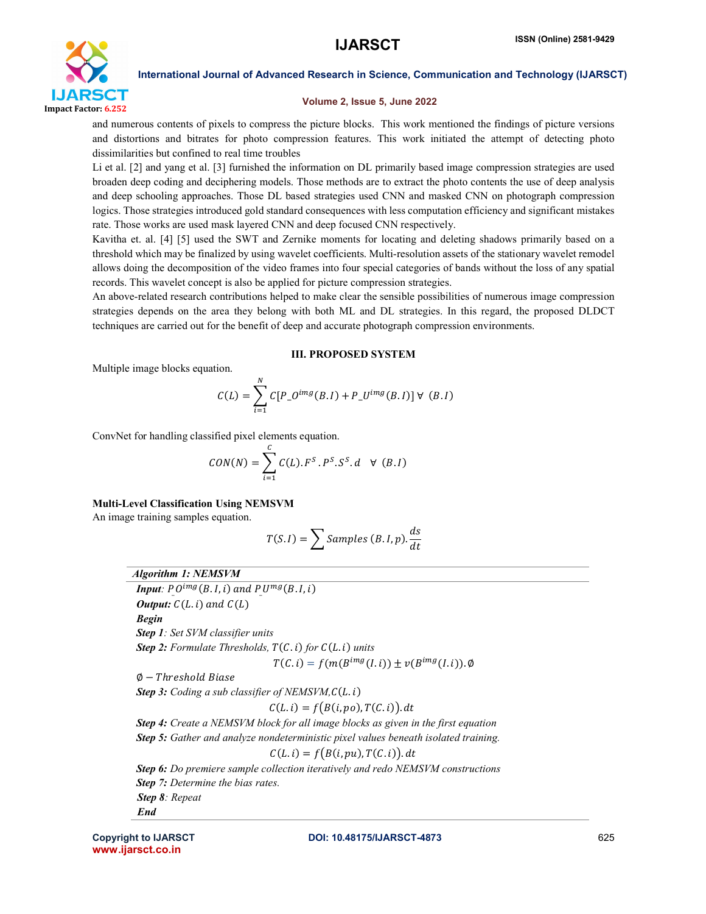and numerous contents of pixels to compress the picture blocks. This work mentioned the findings of picture versions and distortions and bitrates for photo compression features. This work initiated the attempt of detecting photo dissimilarities but confined to real time troubles

Li et al. [2] and yang et al. [3] furnished the information on DL primarily based image compression strategies are used broaden deep coding and deciphering models. Those methods are to extract the photo contents the use of deep analysis and deep schooling approaches. Those DL based strategies used CNN and masked CNN on photograph compression logics. Those strategies introduced gold standard consequences with less computation efficiency and significant mistakes rate. Those works are used mask layered CNN and deep focused CNN respectively.

Kavitha et. al. [4] [5] used the SWT and Zernike moments for locating and deleting shadows primarily based on a threshold which may be finalized by using wavelet coefficients. Multi-resolution assets of the stationary wavelet remodel allows doing the decomposition of the video frames into four special categories of bands without the loss of any spatial records. This wavelet concept is also be applied for picture compression strategies.

An above-related research contributions helped to make clear the sensible possibilities of numerous image compression strategies depends on the area they belong with both ML and DL strategies. In this regard, the proposed DLDCT techniques are carried out for the benefit of deep and accurate photograph compression environments.

## III. PROPOSED SYSTEM

Multiple image blocks equation.

$$C(L) = \sum_{i=1}^{N} C[P\_O^{img}(B.I) + P\_U^{img}(B.I)] \;\forall\; (B.I)$$

ConvNet for handling classified pixel elements equation.

$$CON(N) = \sum_{i=1}^{C} C(L).F^{S}.P^{S}.S^{S}.d \quad \forall\; (B.I)$$

**Multi-Level Classification Using NEMSVM**

An image training samples equation.

$$T(S.I) = \sum Samples\,(B.I,p).\frac{ds}{dt}$$

---

***Algorithm 1: NEMSVM***

***Input**: $P\_O^{img}(B.I,i)$ and $P\_U^{mg}(B.I,i)$*

***Output:** $C(L.i)$ and $C(L)$*

***Begin***

***Step 1**: Set SVM classifier units*

***Step 2:** Formulate Thresholds, $T(C.i)$ for $C(L.i)$ units*

$$T(C.i) = f(m(B^{img}(I.i)) \pm v(B^{img}(I.i)).\emptyset$$

$\emptyset - Threshold\ Biase$

***Step 3:** Coding a sub classifier of NEMSVM, $C(L.i)$*

$$C(L.i) = f\big(B(i,po), T(C.i)\big).dt$$

***Step 4:** Create a NEMSVM block for all image blocks as given in the first equation*

***Step 5:** Gather and analyze nondeterministic pixel values beneath isolated training.*

$$C(L.i) = f\big(B(i,pu), T(C.i)\big).dt$$

***Step 6:** Do premiere sample collection iteratively and redo NEMSVM constructions*

***Step 7:** Determine the bias rates.*

***Step 8**: Repeat*

***End***

---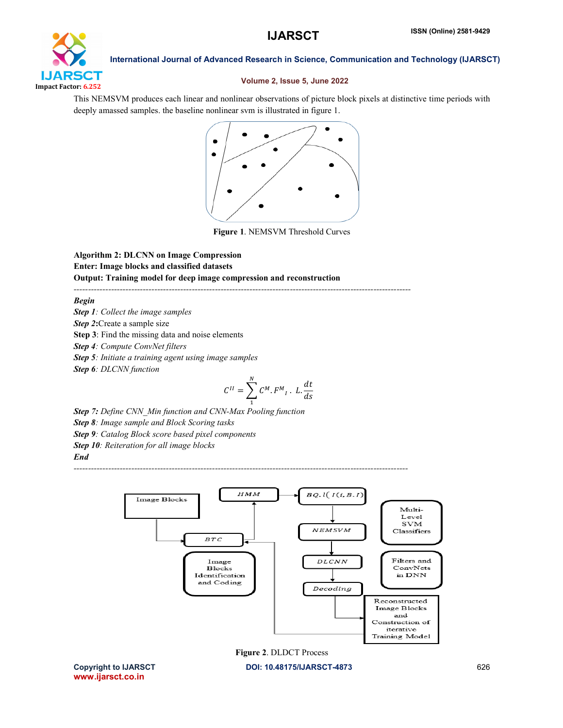This NEMSVM produces each linear and nonlinear observations of picture block pixels at distinctive time periods with deeply amassed samples. the baseline nonlinear svm is illustrated in figure 1.

**Figure 1**. NEMSVM Threshold Curves

**Algorithm 2: DLCNN on Image Compression**
**Enter: Image blocks and classified datasets**
**Output: Training model for deep image compression and reconstruction**

---

***Begin***
***Step 1****: Collect the image samples*
***Step 2***:Create a sample size
**Step 3**: Find the missing data and noise elements
***Step 4****: Compute ConvNet filters*
***Step 5****: Initiate a training agent using image samples*
***Step 6****: DLCNN function*

$$C^{II} = \sum_{1}^{N} C^{M}.F^{M}{}_{I}\,.\;L.\frac{dt}{ds}$$

***Step 7:*** *Define CNN_Min function and CNN-Max Pooling function*
***Step 8****: Image sample and Block Scoring tasks*
***Step 9****: Catalog Block score based pixel components*
***Step 10****: Reiteration for all image blocks*
***End***

---

**Figure 2**. DLDCT Process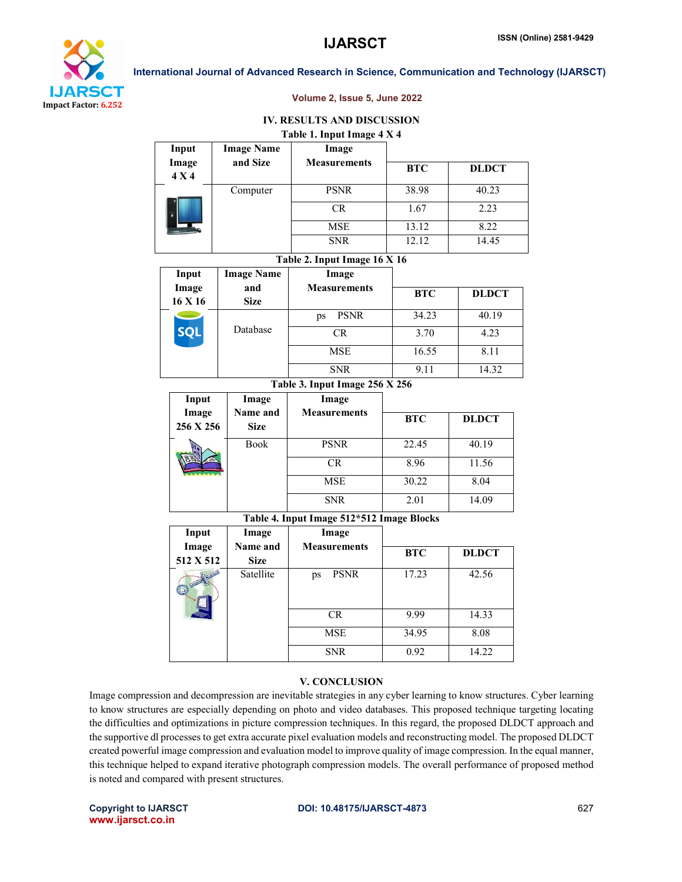## IV. RESULTS AND DISCUSSION

**Table 1. Input Image 4 X 4**

| Input Image 4 X 4 | Image Name and Size | Image Measurements | BTC | DLDCT |
|---|---|---|---|---|
| | Computer | PSNR | 38.98 | 40.23 |
| | | CR | 1.67 | 2.23 |
| | | MSE | 13.12 | 8.22 |
| | | SNR | 12.12 | 14.45 |

**Table 2. Input Image 16 X 16**

| Input Image 16 X 16 | Image Name and Size | Image Measurements | BTC | DLDCT |
|---|---|---|---|---|
| | Database | ps PSNR | 34.23 | 40.19 |
| | | CR | 3.70 | 4.23 |
| | | MSE | 16.55 | 8.11 |
| | | SNR | 9.11 | 14.32 |

**Table 3. Input Image 256 X 256**

| Input Image 256 X 256 | Image Name and Size | Image Measurements | BTC | DLDCT |
|---|---|---|---|---|
| | Book | PSNR | 22.45 | 40.19 |
| | | CR | 8.96 | 11.56 |
| | | MSE | 30.22 | 8.04 |
| | | SNR | 2.01 | 14.09 |

**Table 4. Input Image 512*512 Image Blocks**

| Input Image 512 X 512 | Image Name and Size | Image Measurements | BTC | DLDCT |
|---|---|---|---|---|
| | Satellite | ps PSNR | 17.23 | 42.56 |
| | | CR | 9.99 | 14.33 |
| | | MSE | 34.95 | 8.08 |
| | | SNR | 0.92 | 14.22 |

## V. CONCLUSION

Image compression and decompression are inevitable strategies in any cyber learning to know structures. Cyber learning to know structures are especially depending on photo and video databases. This proposed technique targeting locating the difficulties and optimizations in picture compression techniques. In this regard, the proposed DLDCT approach and the supportive dl processes to get extra accurate pixel evaluation models and reconstructing model. The proposed DLDCT created powerful image compression and evaluation model to improve quality of image compression. In the equal manner, this technique helped to expand iterative photograph compression models. The overall performance of proposed method is noted and compared with present structures.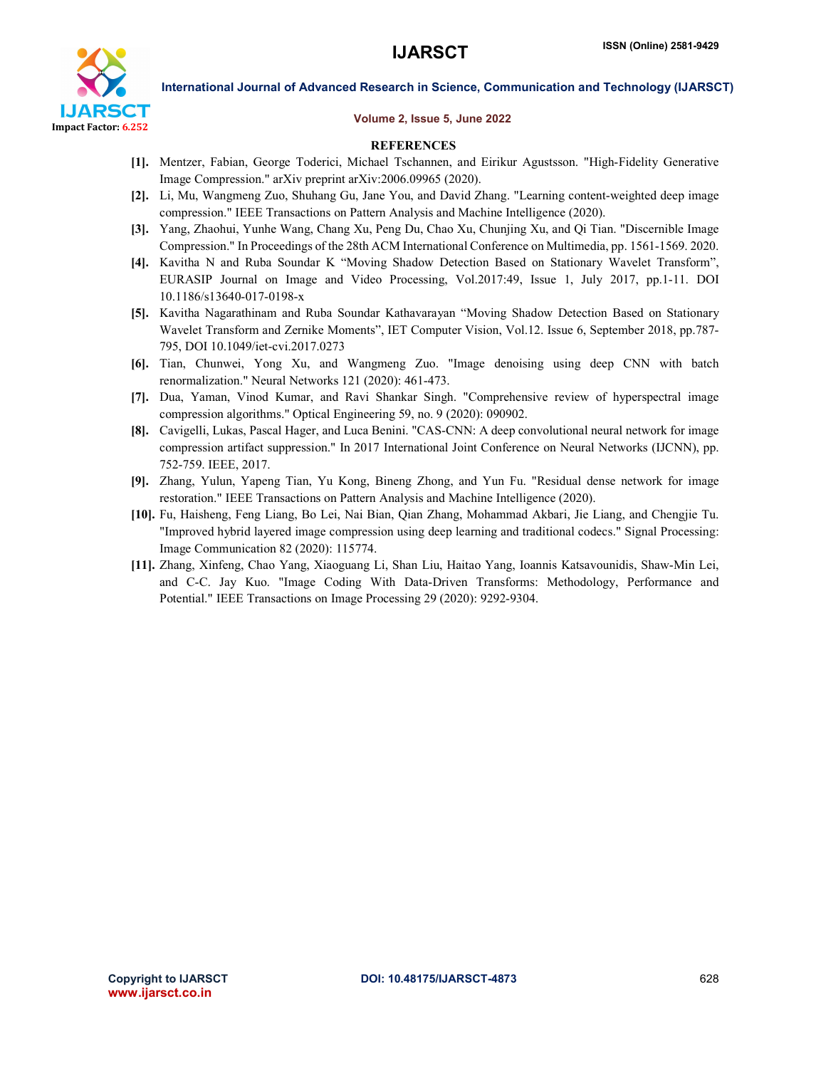## REFERENCES

**[1].** Mentzer, Fabian, George Toderici, Michael Tschannen, and Eirikur Agustsson. "High-Fidelity Generative Image Compression." arXiv preprint arXiv:2006.09965 (2020).

**[2].** Li, Mu, Wangmeng Zuo, Shuhang Gu, Jane You, and David Zhang. "Learning content-weighted deep image compression." IEEE Transactions on Pattern Analysis and Machine Intelligence (2020).

**[3].** Yang, Zhaohui, Yunhe Wang, Chang Xu, Peng Du, Chao Xu, Chunjing Xu, and Qi Tian. "Discernible Image Compression." In Proceedings of the 28th ACM International Conference on Multimedia, pp. 1561-1569. 2020.

**[4].** Kavitha N and Ruba Soundar K "Moving Shadow Detection Based on Stationary Wavelet Transform", EURASIP Journal on Image and Video Processing, Vol.2017:49, Issue 1, July 2017, pp.1-11. DOI 10.1186/s13640-017-0198-x

**[5].** Kavitha Nagarathinam and Ruba Soundar Kathavarayan "Moving Shadow Detection Based on Stationary Wavelet Transform and Zernike Moments", IET Computer Vision, Vol.12. Issue 6, September 2018, pp.787-795, DOI 10.1049/iet-cvi.2017.0273

**[6].** Tian, Chunwei, Yong Xu, and Wangmeng Zuo. "Image denoising using deep CNN with batch renormalization." Neural Networks 121 (2020): 461-473.

**[7].** Dua, Yaman, Vinod Kumar, and Ravi Shankar Singh. "Comprehensive review of hyperspectral image compression algorithms." Optical Engineering 59, no. 9 (2020): 090902.

**[8].** Cavigelli, Lukas, Pascal Hager, and Luca Benini. "CAS-CNN: A deep convolutional neural network for image compression artifact suppression." In 2017 International Joint Conference on Neural Networks (IJCNN), pp. 752-759. IEEE, 2017.

**[9].** Zhang, Yulun, Yapeng Tian, Yu Kong, Bineng Zhong, and Yun Fu. "Residual dense network for image restoration." IEEE Transactions on Pattern Analysis and Machine Intelligence (2020).

**[10].** Fu, Haisheng, Feng Liang, Bo Lei, Nai Bian, Qian Zhang, Mohammad Akbari, Jie Liang, and Chengjie Tu. "Improved hybrid layered image compression using deep learning and traditional codecs." Signal Processing: Image Communication 82 (2020): 115774.

**[11].** Zhang, Xinfeng, Chao Yang, Xiaoguang Li, Shan Liu, Haitao Yang, Ioannis Katsavounidis, Shaw-Min Lei, and C-C. Jay Kuo. "Image Coding With Data-Driven Transforms: Methodology, Performance and Potential." IEEE Transactions on Image Processing 29 (2020): 9292-9304.